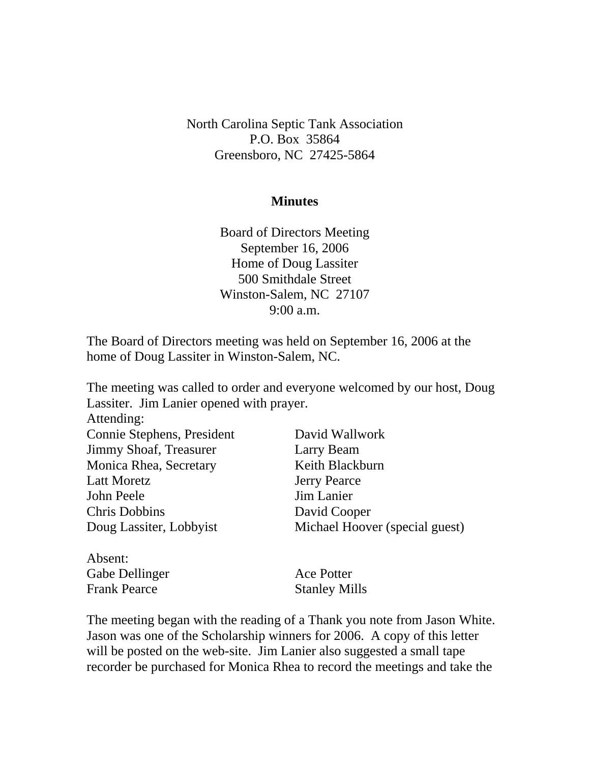North Carolina Septic Tank Association
P.O. Box 35864
Greensboro, NC 27425-5864

**Minutes**

Board of Directors Meeting
September 16, 2006
Home of Doug Lassiter
500 Smithdale Street
Winston-Salem, NC 27107
9:00 a.m.

The Board of Directors meeting was held on September 16, 2006 at the home of Doug Lassiter in Winston-Salem, NC.

The meeting was called to order and everyone welcomed by our host, Doug Lassiter. Jim Lanier opened with prayer.

Attending:

| | |
|---|---|
| Connie Stephens, President | David Wallwork |
| Jimmy Shoaf, Treasurer | Larry Beam |
| Monica Rhea, Secretary | Keith Blackburn |
| Latt Moretz | Jerry Pearce |
| John Peele | Jim Lanier |
| Chris Dobbins | David Cooper |
| Doug Lassiter, Lobbyist | Michael Hoover (special guest) |

Absent:

| | |
|---|---|
| Gabe Dellinger | Ace Potter |
| Frank Pearce | Stanley Mills |

The meeting began with the reading of a Thank you note from Jason White. Jason was one of the Scholarship winners for 2006. A copy of this letter will be posted on the web-site. Jim Lanier also suggested a small tape recorder be purchased for Monica Rhea to record the meetings and take the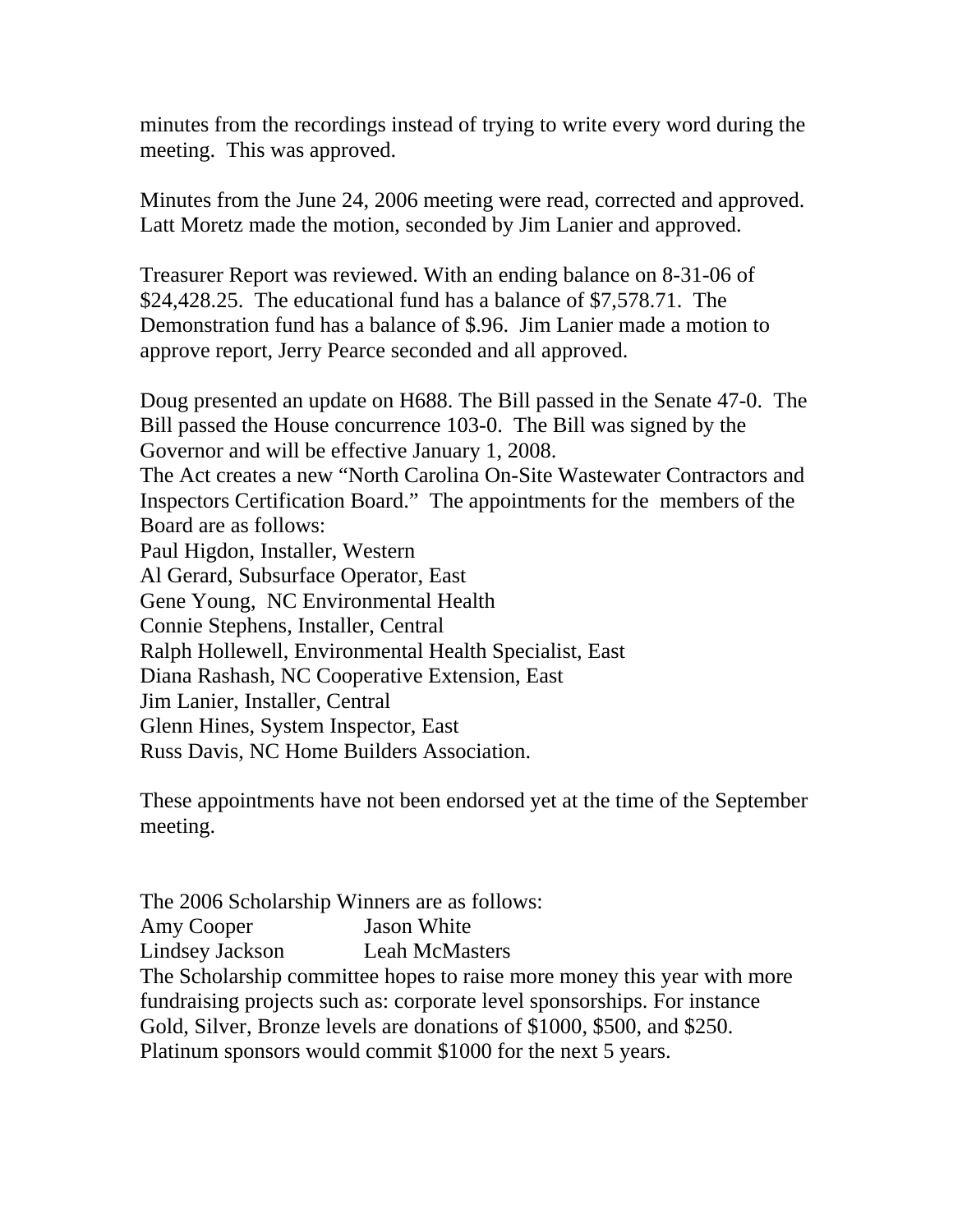minutes from the recordings instead of trying to write every word during the meeting. This was approved.

Minutes from the June 24, 2006 meeting were read, corrected and approved. Latt Moretz made the motion, seconded by Jim Lanier and approved.

Treasurer Report was reviewed. With an ending balance on 8-31-06 of $24,428.25. The educational fund has a balance of $7,578.71. The Demonstration fund has a balance of $.96. Jim Lanier made a motion to approve report, Jerry Pearce seconded and all approved.

Doug presented an update on H688. The Bill passed in the Senate 47-0. The Bill passed the House concurrence 103-0. The Bill was signed by the Governor and will be effective January 1, 2008.
The Act creates a new "North Carolina On-Site Wastewater Contractors and Inspectors Certification Board." The appointments for the members of the Board are as follows:
Paul Higdon, Installer, Western
Al Gerard, Subsurface Operator, East
Gene Young, NC Environmental Health
Connie Stephens, Installer, Central
Ralph Hollewell, Environmental Health Specialist, East
Diana Rashash, NC Cooperative Extension, East
Jim Lanier, Installer, Central
Glenn Hines, System Inspector, East
Russ Davis, NC Home Builders Association.

These appointments have not been endorsed yet at the time of the September meeting.

The 2006 Scholarship Winners are as follows:

| | |
|---|---|
| Amy Cooper | Jason White |
| Lindsey Jackson | Leah McMasters |

The Scholarship committee hopes to raise more money this year with more fundraising projects such as: corporate level sponsorships. For instance Gold, Silver, Bronze levels are donations of $1000, $500, and $250. Platinum sponsors would commit $1000 for the next 5 years.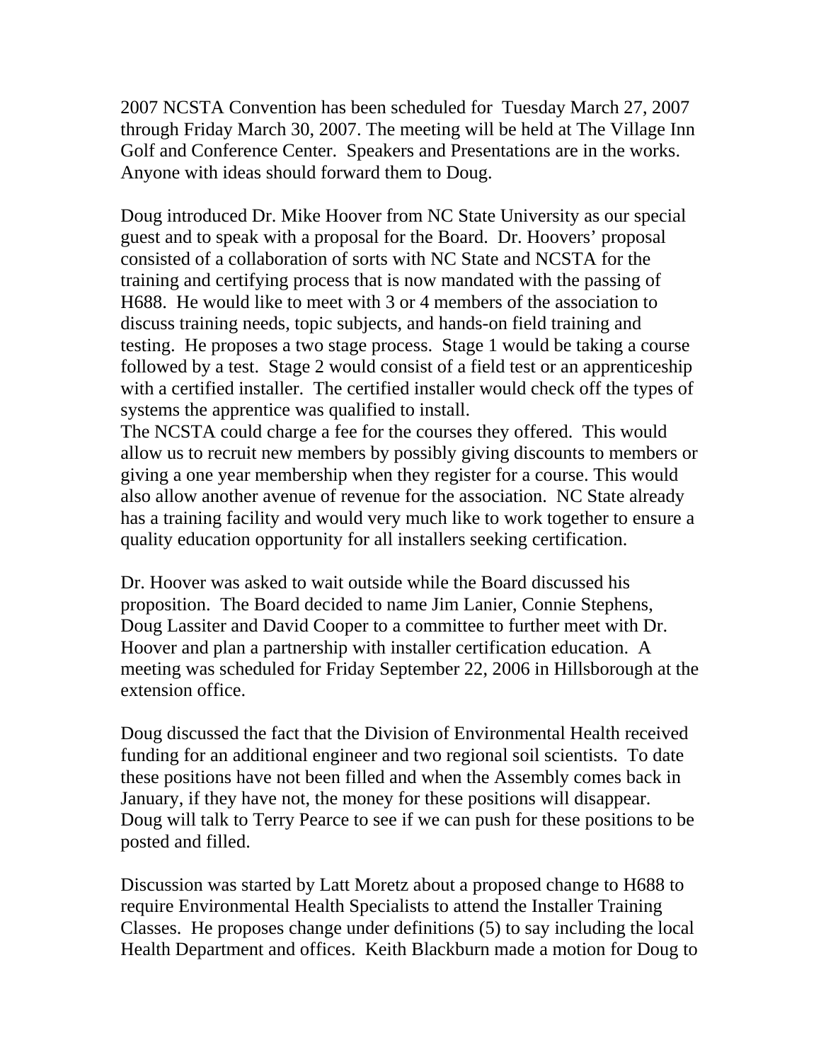2007 NCSTA Convention has been scheduled for Tuesday March 27, 2007 through Friday March 30, 2007. The meeting will be held at The Village Inn Golf and Conference Center. Speakers and Presentations are in the works. Anyone with ideas should forward them to Doug.

Doug introduced Dr. Mike Hoover from NC State University as our special guest and to speak with a proposal for the Board. Dr. Hoovers' proposal consisted of a collaboration of sorts with NC State and NCSTA for the training and certifying process that is now mandated with the passing of H688. He would like to meet with 3 or 4 members of the association to discuss training needs, topic subjects, and hands-on field training and testing. He proposes a two stage process. Stage 1 would be taking a course followed by a test. Stage 2 would consist of a field test or an apprenticeship with a certified installer. The certified installer would check off the types of systems the apprentice was qualified to install.
The NCSTA could charge a fee for the courses they offered. This would allow us to recruit new members by possibly giving discounts to members or giving a one year membership when they register for a course. This would also allow another avenue of revenue for the association. NC State already has a training facility and would very much like to work together to ensure a quality education opportunity for all installers seeking certification.

Dr. Hoover was asked to wait outside while the Board discussed his proposition. The Board decided to name Jim Lanier, Connie Stephens, Doug Lassiter and David Cooper to a committee to further meet with Dr. Hoover and plan a partnership with installer certification education. A meeting was scheduled for Friday September 22, 2006 in Hillsborough at the extension office.

Doug discussed the fact that the Division of Environmental Health received funding for an additional engineer and two regional soil scientists. To date these positions have not been filled and when the Assembly comes back in January, if they have not, the money for these positions will disappear. Doug will talk to Terry Pearce to see if we can push for these positions to be posted and filled.

Discussion was started by Latt Moretz about a proposed change to H688 to require Environmental Health Specialists to attend the Installer Training Classes. He proposes change under definitions (5) to say including the local Health Department and offices. Keith Blackburn made a motion for Doug to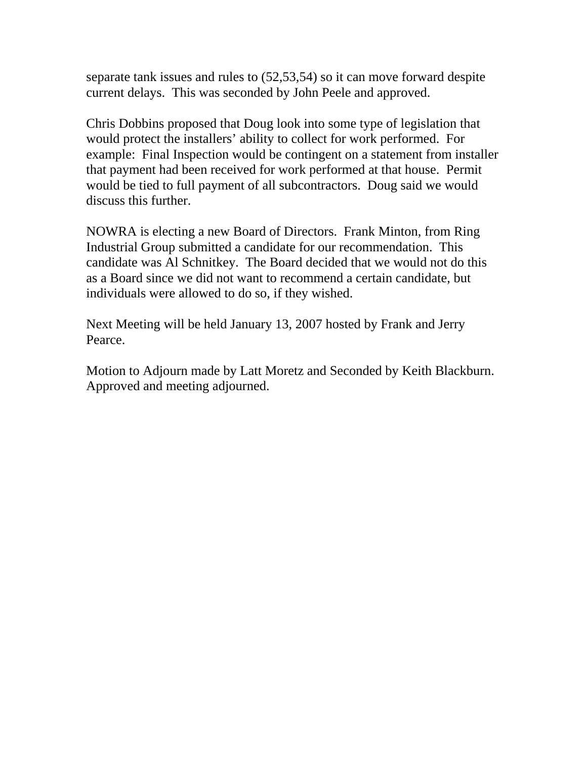separate tank issues and rules to (52,53,54) so it can move forward despite current delays.  This was seconded by John Peele and approved.

Chris Dobbins proposed that Doug look into some type of legislation that would protect the installers' ability to collect for work performed.  For example:  Final Inspection would be contingent on a statement from installer that payment had been received for work performed at that house.  Permit would be tied to full payment of all subcontractors.  Doug said we would discuss this further.

NOWRA is electing a new Board of Directors.  Frank Minton, from Ring Industrial Group submitted a candidate for our recommendation.  This candidate was Al Schnitkey.  The Board decided that we would not do this as a Board since we did not want to recommend a certain candidate, but individuals were allowed to do so, if they wished.

Next Meeting will be held January 13, 2007 hosted by Frank and Jerry Pearce.

Motion to Adjourn made by Latt Moretz and Seconded by Keith Blackburn.  Approved and meeting adjourned.